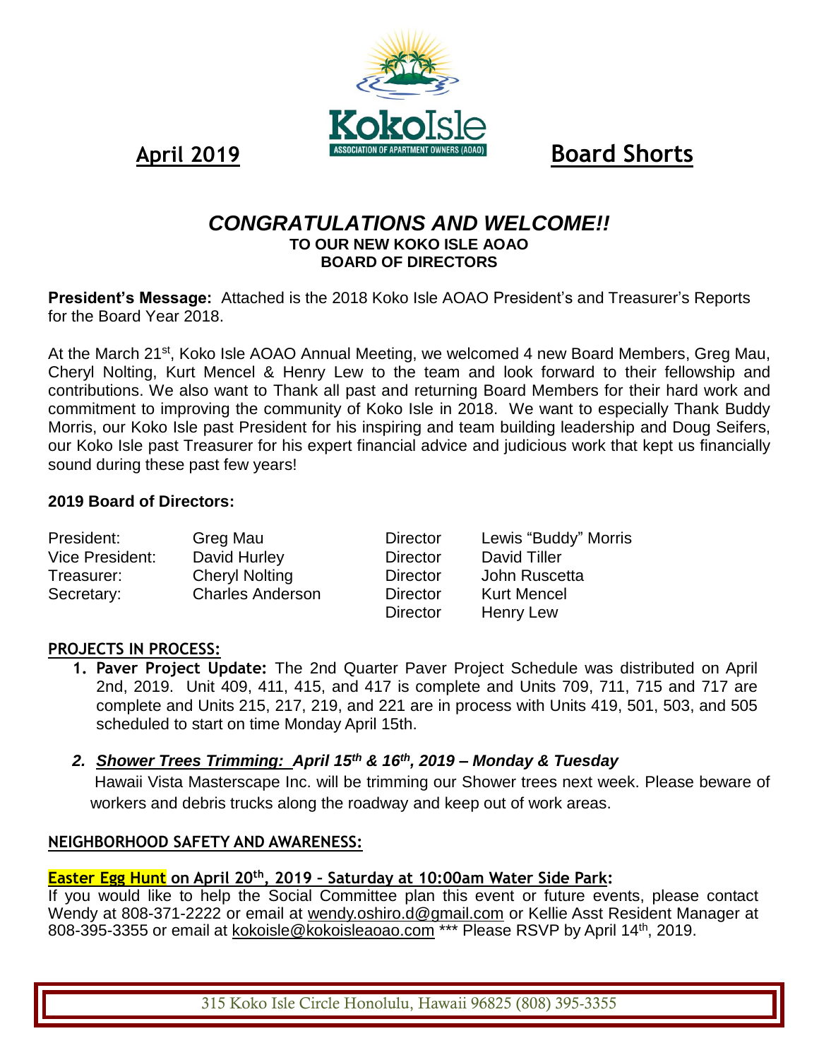**April 2019** Koko Isle ASSOCIATION OF APARTMENT OWNERS (AOAO) **Board Shorts**

## *CONGRATULATIONS AND WELCOME!!*
### TO OUR NEW KOKO ISLE AOAO BOARD OF DIRECTORS

**President's Message:** Attached is the 2018 Koko Isle AOAO President's and Treasurer's Reports for the Board Year 2018.

At the March 21st, Koko Isle AOAO Annual Meeting, we welcomed 4 new Board Members, Greg Mau, Cheryl Nolting, Kurt Mencel & Henry Lew to the team and look forward to their fellowship and contributions. We also want to Thank all past and returning Board Members for their hard work and commitment to improving the community of Koko Isle in 2018. We want to especially Thank Buddy Morris, our Koko Isle past President for his inspiring and team building leadership and Doug Seifers, our Koko Isle past Treasurer for his expert financial advice and judicious work that kept us financially sound during these past few years!

**2019 Board of Directors:**

| | | | |
|---|---|---|---|
| President: | Greg Mau | Director | Lewis "Buddy" Morris |
| Vice President: | David Hurley | Director | David Tiller |
| Treasurer: | Cheryl Nolting | Director | John Ruscetta |
| Secretary: | Charles Anderson | Director | Kurt Mencel |
| | | Director | Henry Lew |

**PROJECTS IN PROCESS:**

1. **Paver Project Update:** The 2nd Quarter Paver Project Schedule was distributed on April 2nd, 2019. Unit 409, 411, 415, and 417 is complete and Units 709, 711, 715 and 717 are complete and Units 215, 217, 219, and 221 are in process with Units 419, 501, 503, and 505 scheduled to start on time Monday April 15th.

2. ***Shower Trees Trimming:* April 15th & 16th, 2019 – Monday & Tuesday**
   Hawaii Vista Masterscape Inc. will be trimming our Shower trees next week. Please beware of workers and debris trucks along the roadway and keep out of work areas.

**NEIGHBORHOOD SAFETY AND AWARENESS:**

**Easter Egg Hunt on April 20th, 2019 – Saturday at 10:00am Water Side Park:**
If you would like to help the Social Committee plan this event or future events, please contact Wendy at 808-371-2222 or email at wendy.oshiro.d@gmail.com or Kellie Asst Resident Manager at 808-395-3355 or email at kokoisle@kokoisleaoao.com *** Please RSVP by April 14th, 2019.

315 Koko Isle Circle Honolulu, Hawaii 96825 (808) 395-3355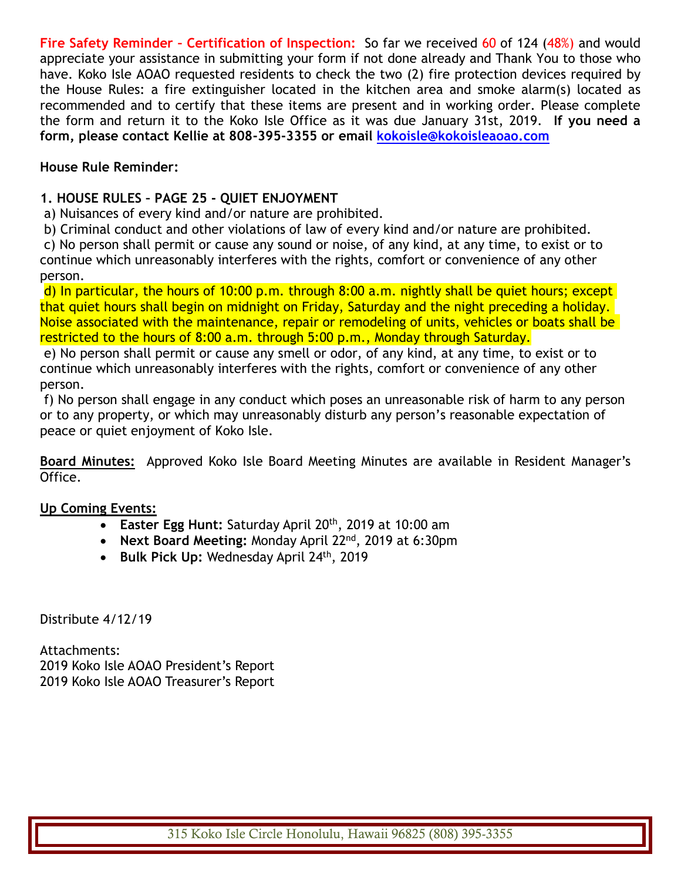**Fire Safety Reminder – Certification of Inspection:** So far we received 60 of 124 (48%) and would appreciate your assistance in submitting your form if not done already and Thank You to those who have. Koko Isle AOAO requested residents to check the two (2) fire protection devices required by the House Rules: a fire extinguisher located in the kitchen area and smoke alarm(s) located as recommended and to certify that these items are present and in working order. Please complete the form and return it to the Koko Isle Office as it was due January 31st, 2019. **If you need a form, please contact Kellie at 808-395-3355 or email [kokoisle@kokoisleaoao.com](mailto:kokoisle@kokoisleaoao.com)**

**House Rule Reminder:**

**1. HOUSE RULES – PAGE 25 - QUIET ENJOYMENT**

a) Nuisances of every kind and/or nature are prohibited.

b) Criminal conduct and other violations of law of every kind and/or nature are prohibited.

c) No person shall permit or cause any sound or noise, of any kind, at any time, to exist or to continue which unreasonably interferes with the rights, comfort or convenience of any other person.

d) In particular, the hours of 10:00 p.m. through 8:00 a.m. nightly shall be quiet hours; except that quiet hours shall begin on midnight on Friday, Saturday and the night preceding a holiday. Noise associated with the maintenance, repair or remodeling of units, vehicles or boats shall be restricted to the hours of 8:00 a.m. through 5:00 p.m., Monday through Saturday.

e) No person shall permit or cause any smell or odor, of any kind, at any time, to exist or to continue which unreasonably interferes with the rights, comfort or convenience of any other person.

f) No person shall engage in any conduct which poses an unreasonable risk of harm to any person or to any property, or which may unreasonably disturb any person's reasonable expectation of peace or quiet enjoyment of Koko Isle.

**Board Minutes:** Approved Koko Isle Board Meeting Minutes are available in Resident Manager's Office.

**Up Coming Events:**

- **Easter Egg Hunt:** Saturday April 20th, 2019 at 10:00 am
- **Next Board Meeting:** Monday April 22nd, 2019 at 6:30pm
- **Bulk Pick Up:** Wednesday April 24th, 2019

Distribute 4/12/19

Attachments:
2019 Koko Isle AOAO President's Report
2019 Koko Isle AOAO Treasurer's Report

315 Koko Isle Circle Honolulu, Hawaii 96825 (808) 395-3355